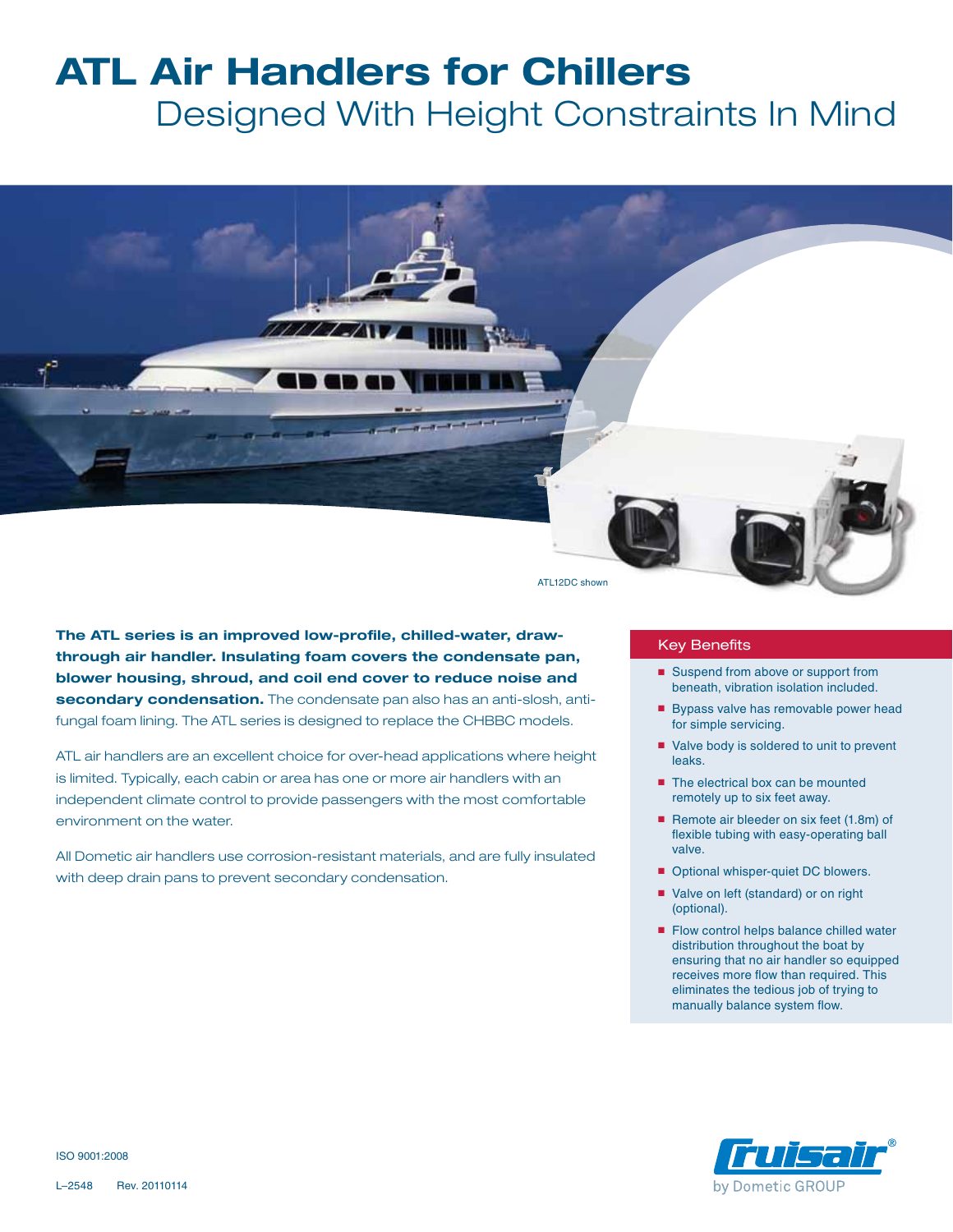# ATL Air Handlers for Chillers

## Designed With Height Constraints In Mind

ATL12DC shown

**The ATL series is an improved low-profile, chilled-water, draw-through air handler. Insulating foam covers the condensate pan, blower housing, shroud, and coil end cover to reduce noise and secondary condensation.** The condensate pan also has an anti-slosh, anti-fungal foam lining. The ATL series is designed to replace the CHBBC models.

ATL air handlers are an excellent choice for over-head applications where height is limited. Typically, each cabin or area has one or more air handlers with an independent climate control to provide passengers with the most comfortable environment on the water.

All Dometic air handlers use corrosion-resistant materials, and are fully insulated with deep drain pans to prevent secondary condensation.

### Key Benefits

- Suspend from above or support from beneath, vibration isolation included.
- Bypass valve has removable power head for simple servicing.
- Valve body is soldered to unit to prevent leaks.
- The electrical box can be mounted remotely up to six feet away.
- Remote air bleeder on six feet (1.8m) of flexible tubing with easy-operating ball valve.
- Optional whisper-quiet DC blowers.
- Valve on left (standard) or on right (optional).
- Flow control helps balance chilled water distribution throughout the boat by ensuring that no air handler so equipped receives more flow than required. This eliminates the tedious job of trying to manually balance system flow.

ISO 9001:2008

L–2548 Rev. 20110114

Cruisair® by Dometic GROUP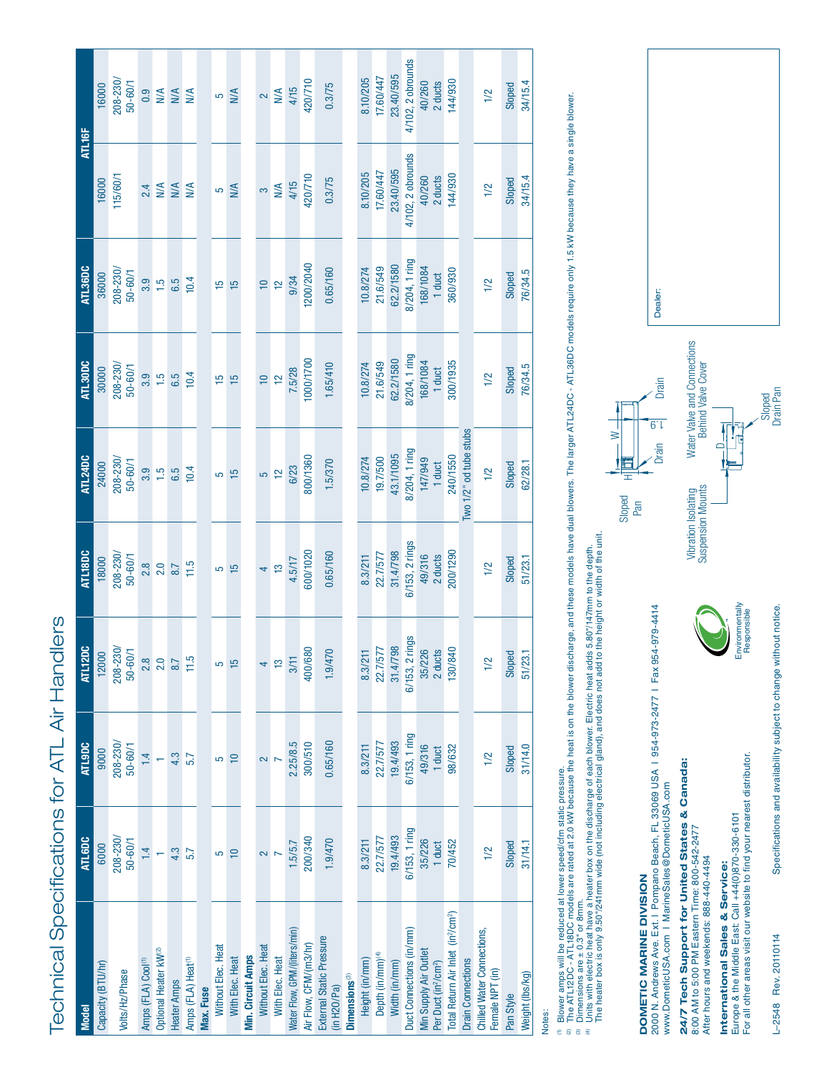# Technical Specifications for ATL Air Handlers

| Model | ATL6DC | ATL9DC | ATL12DC | ATL18DC | ATL24DC | ATL30DC | ATL36DC | ATL16F | |
|---|---|---|---|---|---|---|---|---|---|
| Capacity (BTU/hr) | 6000 | 9000 | 12000 | 18000 | 24000 | 30000 | 36000 | 16000 | 16000 |
| Volts/Hz/Phase | 208-230/ 50-60/1 | 208-230/ 50-60/1 | 208-230/ 50-60/1 | 208-230/ 50-60/1 | 208-230/ 50-60/1 | 208-230/ 50-60/1 | 208-230/ 50-60/1 | 115/60/1 | 208-230/ 50-60/1 |
| Amps (FLA) Cool[1] | 1.4 | 1.4 | 2.8 | 2.8 | 3.9 | 3.9 | 3.9 | 2.4 | 0.9 |
| Optional Heater kW[2] | 1 | 1 | 2.0 | 2.0 | 1.5 | 1.5 | 1.5 | N/A | N/A |
| Heater Amps | 4.3 | 4.3 | 8.7 | 8.7 | 6.5 | 6.5 | 6.5 | N/A | N/A |
| Amps (FLA) Heat[1] | 5.7 | 5.7 | 11.5 | 11.5 | 10.4 | 10.4 | 10.4 | N/A | N/A |
| **Max. Fuse** | | | | | | | | | |
| Without Elec. Heat | 5 | 5 | 5 | 5 | 5 | 15 | 15 | 5 | 5 |
| With Elec. Heat | 10 | 10 | 15 | 15 | 15 | 15 | 15 | N/A | N/A |
| **Min. Circuit Amps** | | | | | | | | | |
| Without Elec. Heat | 2 | 2 | 4 | 4 | 5 | 10 | 10 | 3 | 2 |
| With Elec. Heat | 7 | 7 | 13 | 13 | 12 | 12 | 12 | N/A | N/A |
| Water Flow, GPM/(liters/min) | 1.5/5.7 | 2.25/8.5 | 3/11 | 4.5/17 | 6/23 | 7.5/28 | 9/34 | 4/15 | 4/15 |
| Air Flow, CFM/(m3/hr) | 200/340 | 300/510 | 400/680 | 600/1020 | 800/1360 | 1000/1700 | 1200/2040 | 420/710 | 420/710 |
| External Static Pressure (in H2O/Pa) | 1.9/470 | 0.65/160 | 1.9/470 | 0.65/160 | 1.5/370 | 1.65/410 | 0.65/160 | 0.3/75 | 0.3/75 |
| **Dimensions**[3] | | | | | | | | | |
| Height (in/mm) | 8.3/211 | 8.3/211 | 8.3/211 | 8.3/211 | 10.8/274 | 10.8/274 | 10.8/274 | 8.10/205 | 8.10/205 |
| Depth (in/mm)[4] | 22.7/577 | 22.7/577 | 22.7/577 | 22.7/577 | 19.7/500 | 21.6/549 | 21.6/549 | 17.60/447 | 17.60/447 |
| Width (in/mm) | 19.4/493 | 19.4/493 | 31.4/798 | 31.4/798 | 43.1/1095 | 62.2/1580 | 62.2/1580 | 23.40/595 | 23.40/595 |
| Duct Connections (in/mm) | 6/153, 1 ring | 6/153, 1 ring | 6/153, 2 rings | 6/153, 2 rings | 8/204, 1 ring | 8/204, 1 ring | 8/204, 1 ring | 4/102, 2 obrounds | 4/102, 2 obrounds |
| Min Supply Air Outlet Per Duct (in²/cm²) | 35/226 1 duct | 49/316 1 duct | 35/226 2 ducts | 49/316 2 ducts | 147/949 1 duct | 168/1084 1 duct | 168/1084 1 duct | 40/260 2 ducts | 40/260 2 ducts |
| Total Return Air Inlet (in²/cm²) | 70/452 | 98/632 | 130/840 | 200/1290 | 240/1550 | 300/1935 | 360/930 | 144/930 | 144/930 |
| Drain Connections | Two 1/2" od tube stubs | | | | | | | | |
| Chilled Water Connections, Female NPT (in) | 1/2 | 1/2 | 1/2 | 1/2 | 1/2 | 1/2 | 1/2 | 1/2 | 1/2 |
| Pan Style | Sloped | Sloped | Sloped | Sloped | Sloped | Sloped | Sloped | Sloped | Sloped |
| Weight (lbs/kg) | 31/14.1 | 31/14.0 | 51/23.1 | 51/23.1 | 62/28.1 | 76/34.5 | 76/34.5 | 34/15.4 | 34/15.4 |

Notes:

[1] Blower amps will be reduced at lower speed/cfm static pressure.
[2] The ATL12DC - ATL18DC models are rated at 2.0 kW because the heat is on the blower discharge, and these models have dual blowers. The larger ATL24DC - ATL36DC models require only 1.5 kW because they have a single blower.
[3] Dimensions are ± 0.3" or 8mm.
[4] Units with electric heat have a heater box on the discharge of each blower. Electric heat adds 5.80"/147mm to the depth. The heater box is only 9.50"/241mm wide (not including electrical gland), and does not add to the height or width of the unit.

Sloped Pan
H
W
Drain
Drain
1.9"
Vibration Isolating Suspension Mounts
D
Water Valve and Connections Behind Valve Cover
Sloped Drain Pan

Dealer:

**DOMETIC MARINE DIVISION**
2000 N. Andrews Ave. Ext. | Pompano Beach, FL 33069 USA | 954-973-2477 | Fax 954-979-4414
www.DometicUSA.com | MarineSales@DometicUSA.com

**24/7 Tech Support for United States & Canada:**
8:00 AM to 5:00 PM Eastern Time: 800-542-2477
After hours and weekends: 888-440-4494

**International Sales & Service:**
Europe & the Middle East: Call +44(0)870-330-6101
For all other areas visit our website to find your nearest distributor.

Environmentally Responsible

L-2548 Rev. 20110114 Specifications and availability subject to change without notice.